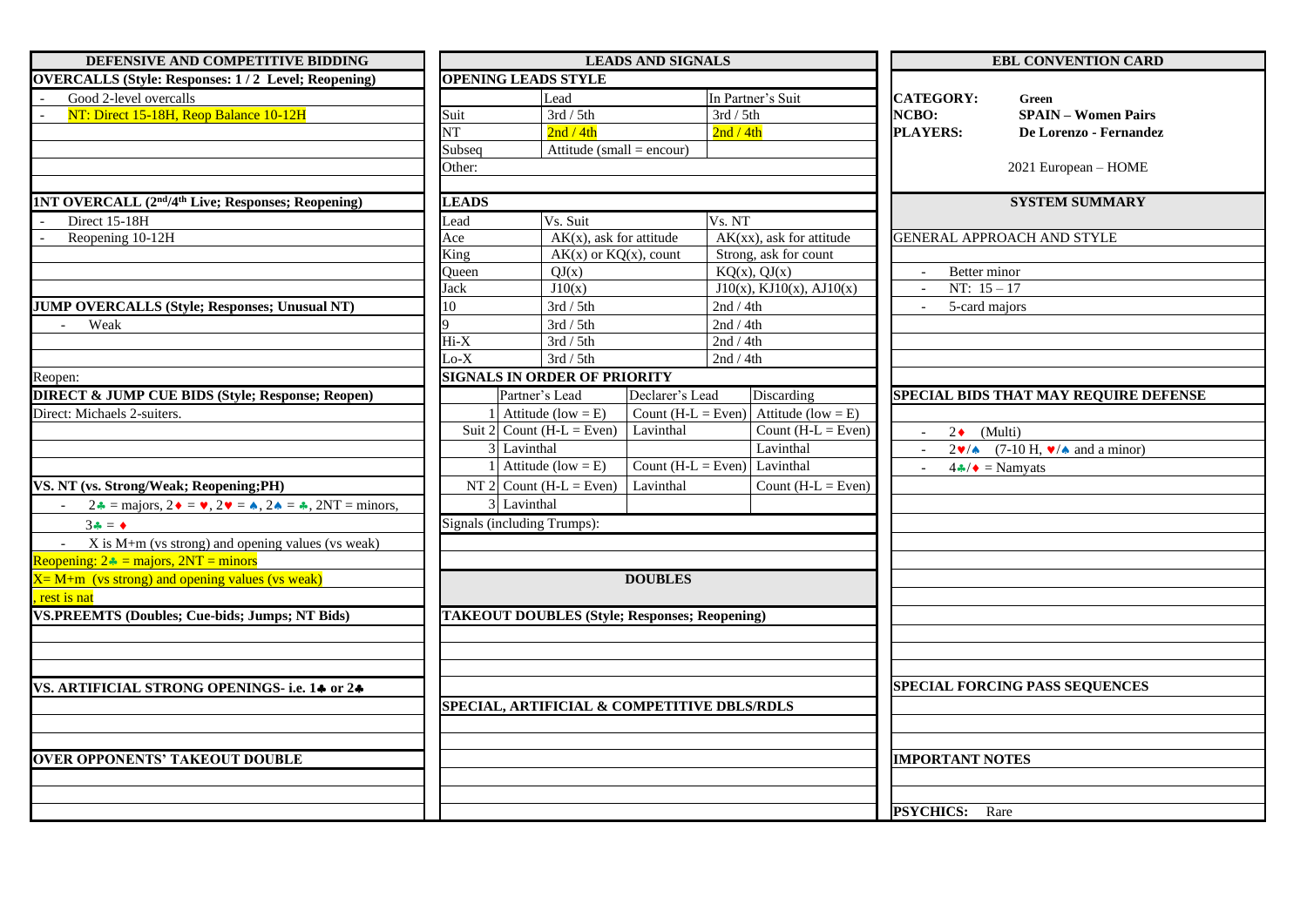## DEFENSIVE AND COMPETITIVE BIDDING

**OVERCALLS (Style: Responses: 1 / 2 Level; Reopening)**

- Good 2-level overcalls
- NT: Direct 15-18H, Reop Balance 10-12H

**1NT OVERCALL (2nd/4th Live; Responses; Reopening)**

- Direct 15-18H
- Reopening 10-12H

**JUMP OVERCALLS (Style; Responses; Unusual NT)**

- Weak

Reopen:

**DIRECT & JUMP CUE BIDS (Style; Response; Reopen)**

Direct: Michaels 2-suiters.

**VS. NT (vs. Strong/Weak; Reopening;PH)**

- 2♣ = majors, 2♦ = ♥, 2♥ = ♠, 2♠ = ♣, 2NT = minors, 3♣ = ♦
- X is M+m (vs strong) and opening values (vs weak)

Reopening: 2♣ = majors, 2NT = minors

X= M+m (vs strong) and opening values (vs weak)

, rest is nat

**VS.PREEMTS (Doubles; Cue-bids; Jumps; NT Bids)**

**VS. ARTIFICIAL STRONG OPENINGS- i.e. 1♣ or 2♣**

**OVER OPPONENTS' TAKEOUT DOUBLE**

## LEADS AND SIGNALS

**OPENING LEADS STYLE**

| | Lead | In Partner's Suit |
|---|---|---|
| Suit | 3rd / 5th | 3rd / 5th |
| NT | 2nd / 4th | 2nd / 4th |
| Subseq | Attitude (small = encour) | |
| Other: | | |

**LEADS**

| Lead | Vs. Suit | Vs. NT |
|---|---|---|
| Ace | AK(x), ask for attitude | AK(xx), ask for attitude |
| King | AK(x) or KQ(x), count | Strong, ask for count |
| Queen | QJ(x) | KQ(x), QJ(x) |
| Jack | J10(x) | J10(x), KJ10(x), AJ10(x) |
| 10 | 3rd / 5th | 2nd / 4th |
| 9 | 3rd / 5th | 2nd / 4th |
| Hi-X | 3rd / 5th | 2nd / 4th |
| Lo-X | 3rd / 5th | 2nd / 4th |

**SIGNALS IN ORDER OF PRIORITY**

| | | Partner's Lead | Declarer's Lead | Discarding |
|---|---|---|---|---|
| Suit | 1 | Attitude (low = E) | Count (H-L = Even) | Attitude (low = E) |
| | 2 | Count (H-L = Even) | Lavinthal | Count (H-L = Even) |
| | 3 | Lavinthal | | Lavinthal |
| NT | 1 | Attitude (low = E) | Count (H-L = Even) | Lavinthal |
| | 2 | Count (H-L = Even) | Lavinthal | Count (H-L = Even) |
| | 3 | Lavinthal | | |

Signals (including Trumps):

## DOUBLES

**TAKEOUT DOUBLES (Style; Responses; Reopening)**

**SPECIAL, ARTIFICIAL & COMPETITIVE DBLS/RDLS**

## EBL CONVENTION CARD

**CATEGORY:** **Green**

**NCBO:** **SPAIN – Women Pairs**

**PLAYERS:** **De Lorenzo - Fernandez**

2021 European – HOME

## SYSTEM SUMMARY

GENERAL APPROACH AND STYLE

- Better minor
- NT: 15 – 17
- 5-card majors

**SPECIAL BIDS THAT MAY REQUIRE DEFENSE**

- 2♦ (Multi)
- 2♥/♠ (7-10 H, ♥/♠ and a minor)
- 4♣/♦ = Namyats

**SPECIAL FORCING PASS SEQUENCES**

**IMPORTANT NOTES**

**PSYCHICS:** Rare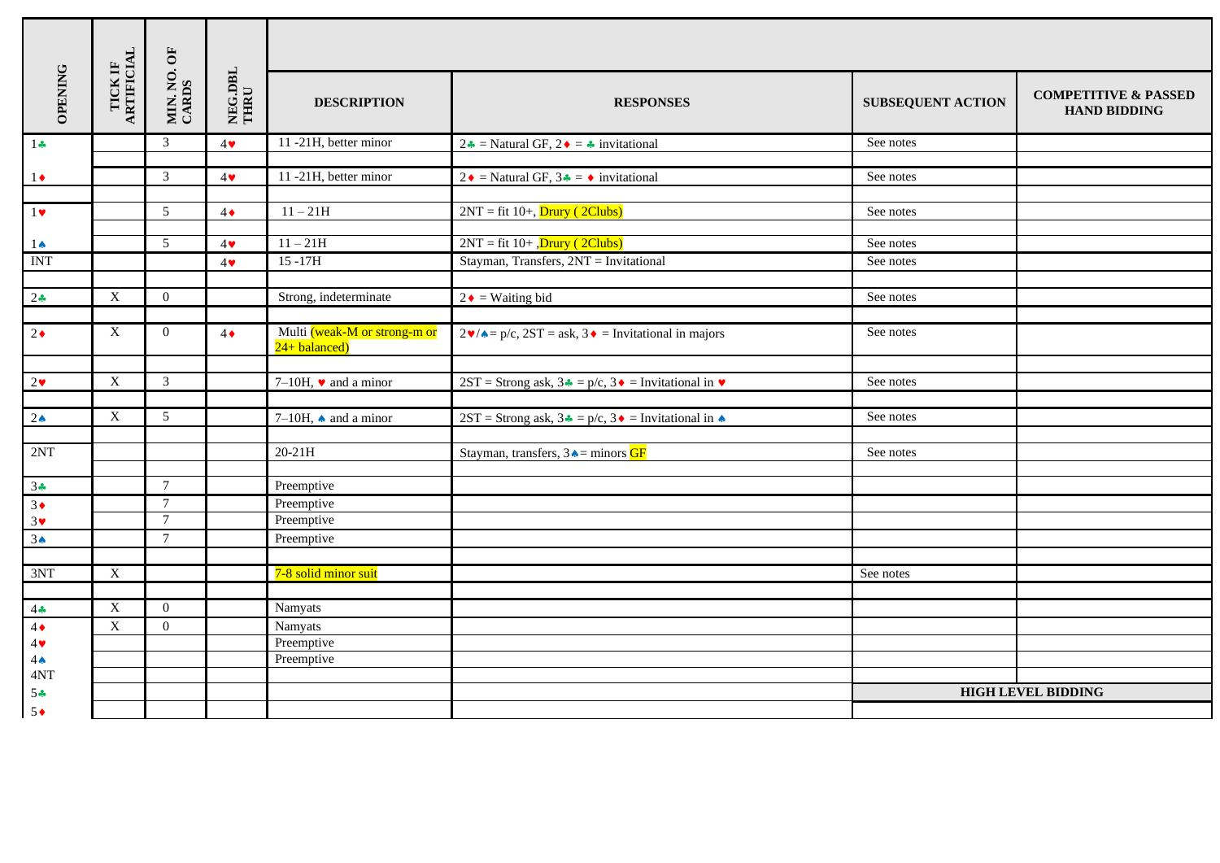| OPENING | TICK IF ARTIFICIAL | MIN. NO. OF CARDS | NEG.DBL THRU | DESCRIPTION | RESPONSES | SUBSEQUENT ACTION | COMPETITIVE & PASSED HAND BIDDING |
|---|---|---|---|---|---|---|---|
| 1♣ | | 3 | 4♥ | 11 -21H, better minor | 2♣ = Natural GF, 2♦ = ♣ invitational | See notes | |
| | | | | | | | |
| 1♦ | | 3 | 4♥ | 11 -21H, better minor | 2♦ = Natural GF, 3♣ = ♦ invitational | See notes | |
| | | | | | | | |
| 1♥ | | 5 | 4♦ | 11 – 21H | 2NT = fit 10+, Drury ( 2Clubs) | See notes | |
| | | | | | | | |
| 1♠ | | 5 | 4♥ | 11 – 21H | 2NT = fit 10+ ,Drury ( 2Clubs) | See notes | |
| INT | | | 4♥ | 15 -17H | Stayman, Transfers, 2NT = Invitational | See notes | |
| | | | | | | | |
| 2♣ | X | 0 | | Strong, indeterminate | 2♦ = Waiting bid | See notes | |
| | | | | | | | |
| 2♦ | X | 0 | 4♦ | Multi (weak-M or strong-m or 24+ balanced) | 2♥/♠= p/c, 2ST = ask, 3♦ = Invitational in majors | See notes | |
| | | | | | | | |
| 2♥ | X | 3 | | 7–10H, ♥ and a minor | 2ST = Strong ask, 3♣ = p/c, 3♦ = Invitational in ♥ | See notes | |
| | | | | | | | |
| 2♠ | X | 5 | | 7–10H, ♠ and a minor | 2ST = Strong ask, 3♣ = p/c, 3♦ = Invitational in ♠ | See notes | |
| | | | | | | | |
| 2NT | | | | 20-21H | Stayman, transfers, 3♠= minors GF | See notes | |
| | | | | | | | |
| 3♣ | | 7 | | Preemptive | | | |
| 3♦ | | 7 | | Preemptive | | | |
| 3♥ | | 7 | | Preemptive | | | |
| 3♠ | | 7 | | Preemptive | | | |
| | | | | | | | |
| 3NT | X | | | 7-8 solid minor suit | | See notes | |
| | | | | | | | |
| 4♣ | X | 0 | | Namyats | | | |
| 4♦ | X | 0 | | Namyats | | | |
| 4♥ | | | | Preemptive | | | |
| 4♠ | | | | Preemptive | | | |
| 4NT | | | | | | | |
| 5♣ | | | | | | **HIGH LEVEL BIDDING** | |
| 5♦ | | | | | | | |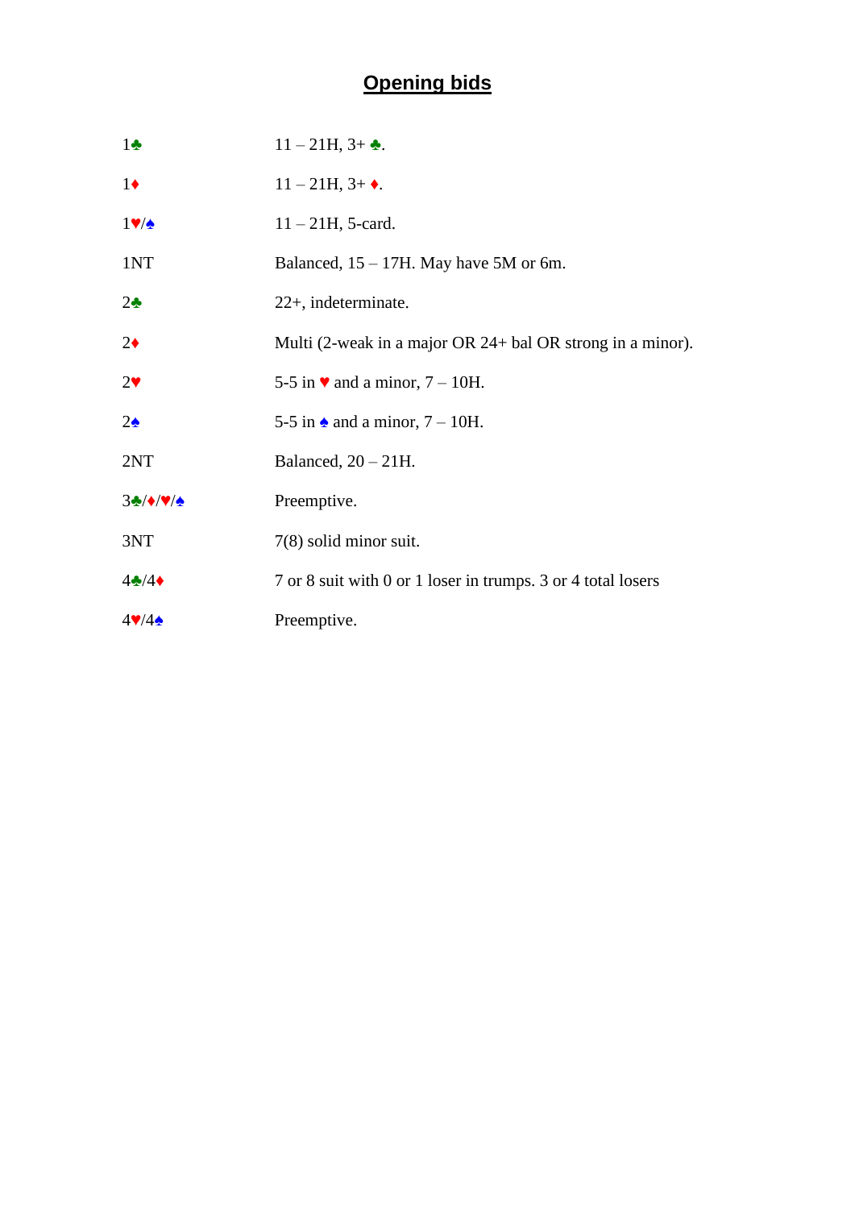# Opening bids

| | |
|---|---|
| 1♣ | 11 – 21H, 3+ ♣. |
| 1♦ | 11 – 21H, 3+ ♦. |
| 1♥/♠ | 11 – 21H, 5-card. |
| 1NT | Balanced, 15 – 17H. May have 5M or 6m. |
| 2♣ | 22+, indeterminate. |
| 2♦ | Multi (2-weak in a major OR 24+ bal OR strong in a minor). |
| 2♥ | 5-5 in ♥ and a minor, 7 – 10H. |
| 2♠ | 5-5 in ♠ and a minor, 7 – 10H. |
| 2NT | Balanced, 20 – 21H. |
| 3♣/♦/♥/♠ | Preemptive. |
| 3NT | 7(8) solid minor suit. |
| 4♣/4♦ | 7 or 8 suit with 0 or 1 loser in trumps. 3 or 4 total losers |
| 4♥/4♠ | Preemptive. |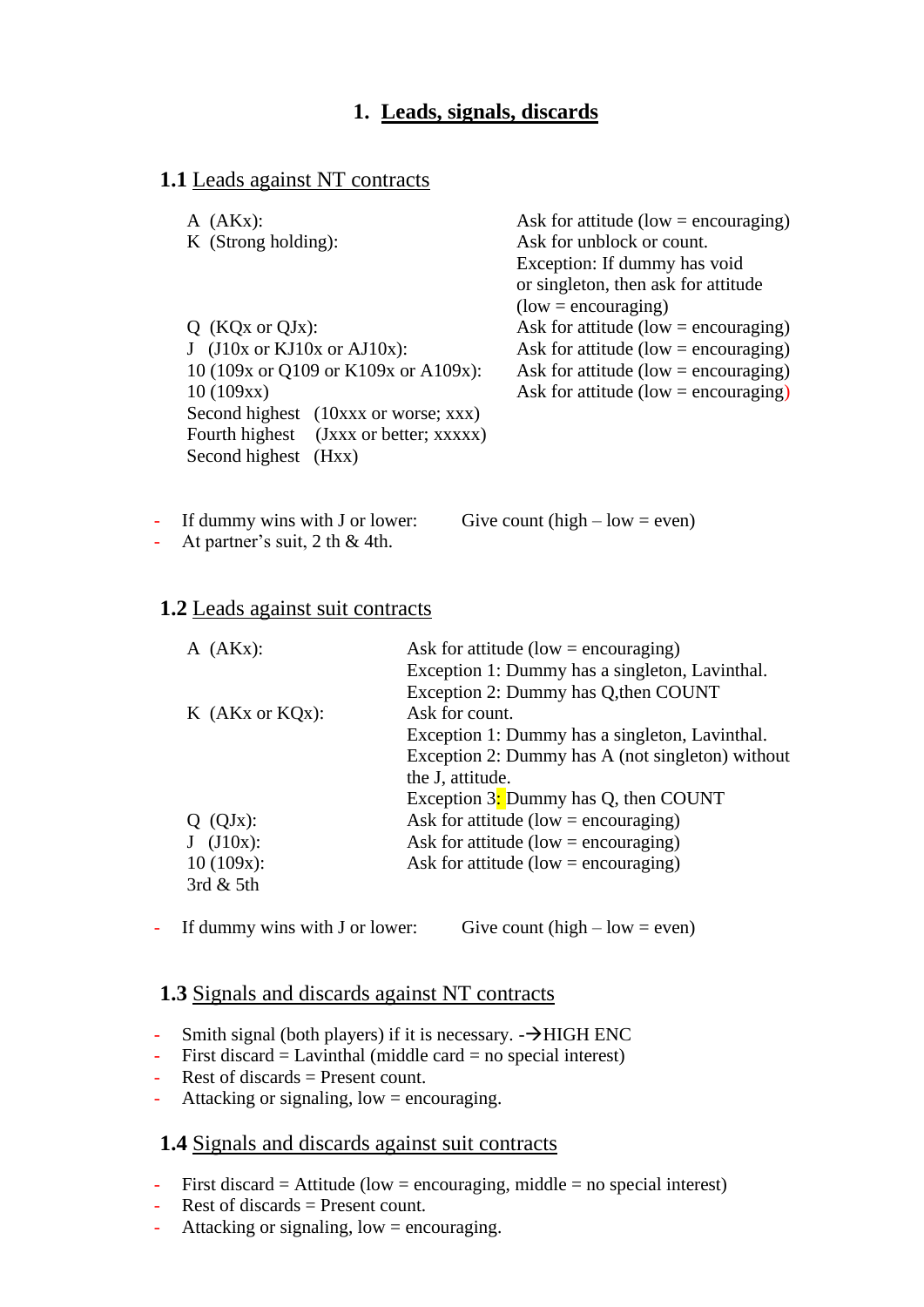# 1. Leads, signals, discards

## 1.1 Leads against NT contracts

| Lead | Meaning |
|---|---|
| A (AKx): | Ask for attitude (low = encouraging) |
| K (Strong holding): | Ask for unblock or count. Exception: If dummy has void or singleton, then ask for attitude (low = encouraging) |
| Q (KQx or QJx): | Ask for attitude (low = encouraging) |
| J (J10x or KJ10x or AJ10x): | Ask for attitude (low = encouraging) |
| 10 (109x or Q109 or K109x or A109x): | Ask for attitude (low = encouraging) |
| 10 (109xx) | Ask for attitude (low = encouraging) |
| Second highest (10xxx or worse; xxx) | |
| Fourth highest (Jxxx or better; xxxxx) | |
| Second highest (Hxx) | |

- If dummy wins with J or lower: Give count (high – low = even)
- At partner's suit, 2 th & 4th.

## 1.2 Leads against suit contracts

| Lead | Meaning |
|---|---|
| A (AKx): | Ask for attitude (low = encouraging) Exception 1: Dummy has a singleton, Lavinthal. Exception 2: Dummy has Q,then COUNT |
| K (AKx or KQx): | Ask for count. Exception 1: Dummy has a singleton, Lavinthal. Exception 2: Dummy has A (not singleton) without the J, attitude. Exception 3: Dummy has Q, then COUNT |
| Q (QJx): | Ask for attitude (low = encouraging) |
| J (J10x): | Ask for attitude (low = encouraging) |
| 10 (109x): | Ask for attitude (low = encouraging) |
| 3rd & 5th | |

- If dummy wins with J or lower: Give count (high – low = even)

## 1.3 Signals and discards against NT contracts

- Smith signal (both players) if it is necessary. -→HIGH ENC
- First discard = Lavinthal (middle card = no special interest)
- Rest of discards = Present count.
- Attacking or signaling, low = encouraging.

## 1.4 Signals and discards against suit contracts

- First discard = Attitude (low = encouraging, middle = no special interest)
- Rest of discards = Present count.
- Attacking or signaling, low = encouraging.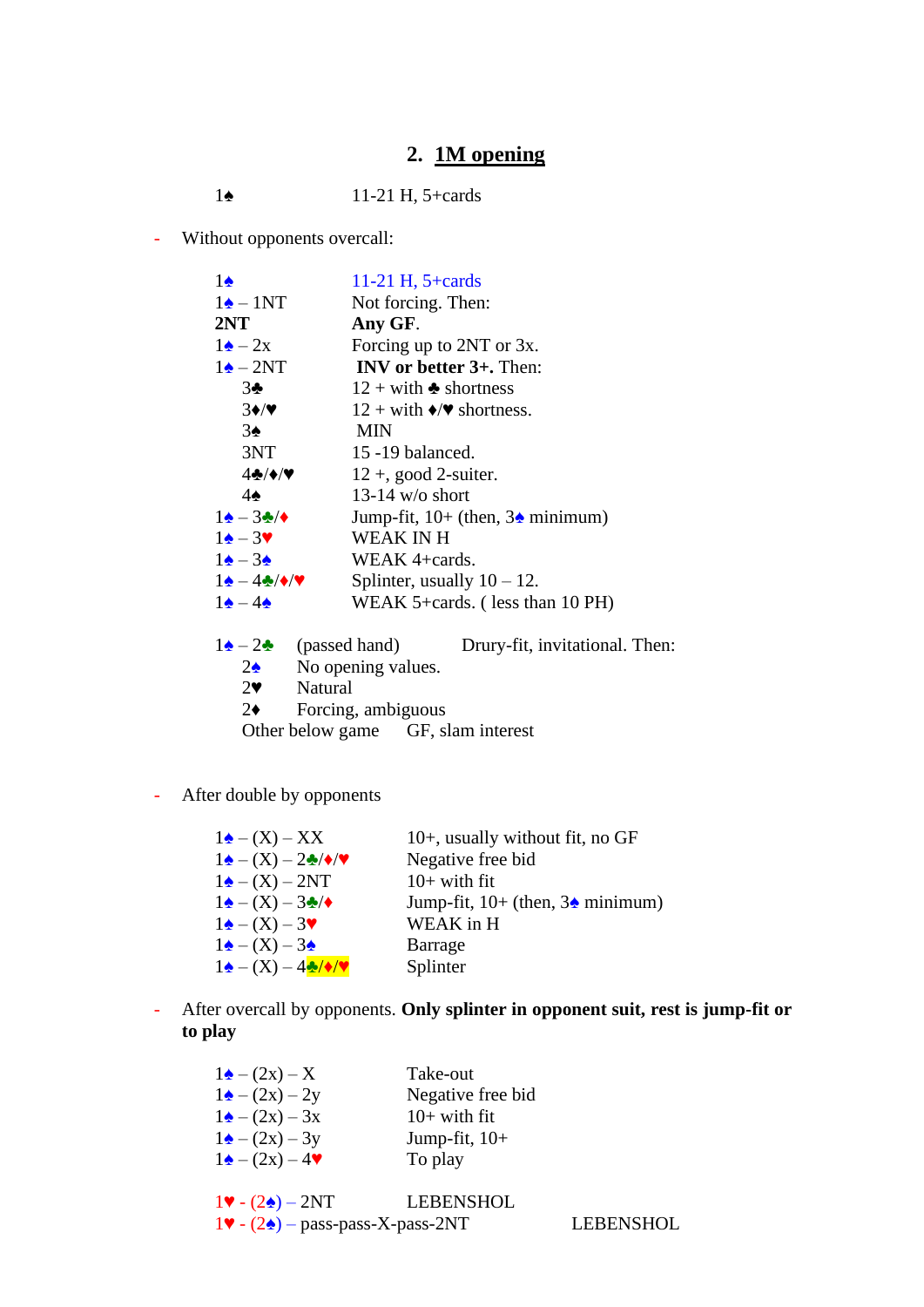## 2. 1M opening

| | |
|---|---|
| 1♠ | 11-21 H, 5+cards |

- Without opponents overcall:

| | |
|---|---|
| 1♠ | 11-21 H, 5+cards |
| 1♠ – 1NT | Not forcing. Then: |
| **2NT** | **Any GF**. |
| 1♠ – 2x | Forcing up to 2NT or 3x. |
| 1♠ – 2NT | **INV or better 3+.** Then: |
| 3♣ | 12 + with ♣ shortness |
| 3♦/♥ | 12 + with ♦/♥ shortness. |
| 3♠ | MIN |
| 3NT | 15 -19 balanced. |
| 4♣/♦/♥ | 12 +, good 2-suiter. |
| 4♠ | 13-14 w/o short |
| 1♠ – 3♣/♦ | Jump-fit, 10+ (then, 3♠ minimum) |
| 1♠ – 3♥ | WEAK IN H |
| 1♠ – 3♠ | WEAK 4+cards. |
| 1♠ – 4♣/♦/♥ | Splinter, usually 10 – 12. |
| 1♠ – 4♠ | WEAK 5+cards. ( less than 10 PH) |

| | | |
|---|---|---|
| 1♠ – 2♣ | (passed hand) | Drury-fit, invitational. Then: |
| 2♠ | No opening values. | |
| 2♥ | Natural | |
| 2♦ | Forcing, ambiguous | |
| Other below game | GF, slam interest | |

- After double by opponents

| | |
|---|---|
| 1♠ – (X) – XX | 10+, usually without fit, no GF |
| 1♠ – (X) – 2♣/♦/♥ | Negative free bid |
| 1♠ – (X) – 2NT | 10+ with fit |
| 1♠ – (X) – 3♣/♦ | Jump-fit, 10+ (then, 3♠ minimum) |
| 1♠ – (X) – 3♥ | WEAK in H |
| 1♠ – (X) – 3♠ | Barrage |
| 1♠ – (X) – 4♣/♦/♥ | Splinter |

- After overcall by opponents. **Only splinter in opponent suit, rest is jump-fit or to play**

| | |
|---|---|
| 1♠ – (2x) – X | Take-out |
| 1♠ – (2x) – 2y | Negative free bid |
| 1♠ – (2x) – 3x | 10+ with fit |
| 1♠ – (2x) – 3y | Jump-fit, 10+ |
| 1♠ – (2x) – 4♥ | To play |

| | |
|---|---|
| 1♥ - (2♠) – 2NT | LEBENSHOL |
| 1♥ - (2♠) – pass-pass-X-pass-2NT | LEBENSHOL |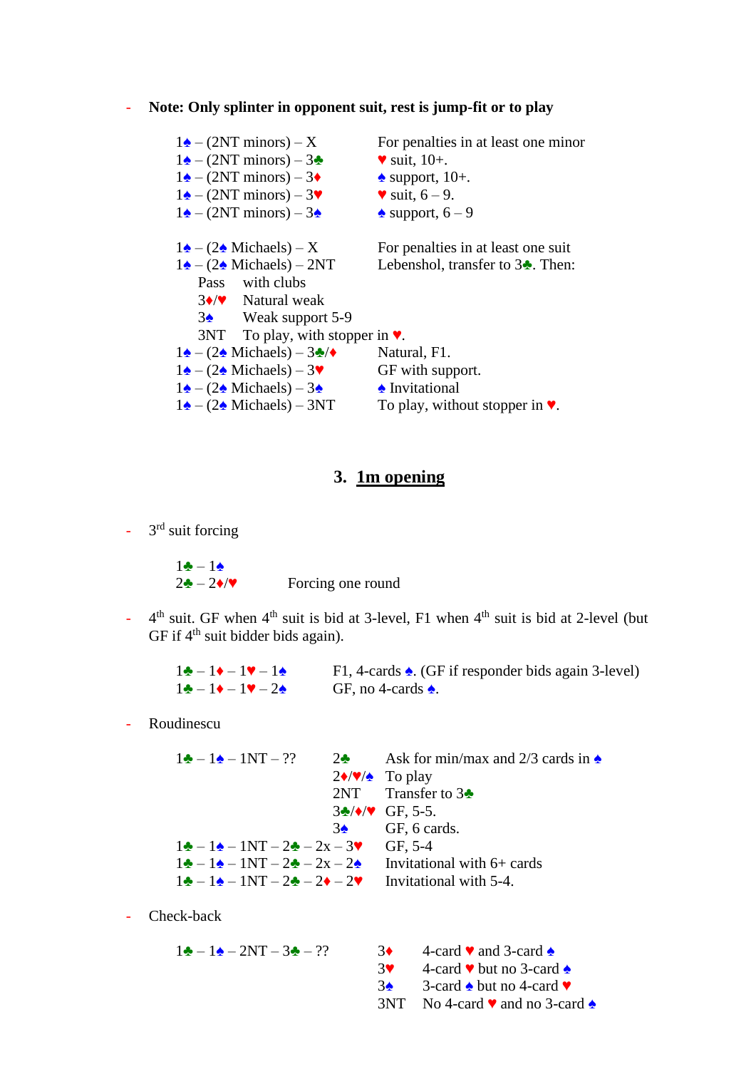- **Note: Only splinter in opponent suit, rest is jump-fit or to play**

| | |
|---|---|
| 1♠ – (2NT minors) – X | For penalties in at least one minor |
| 1♠ – (2NT minors) – 3♣ | ♥ suit, 10+. |
| 1♠ – (2NT minors) – 3♦ | ♠ support, 10+. |
| 1♠ – (2NT minors) – 3♥ | ♥ suit, 6 – 9. |
| 1♠ – (2NT minors) – 3♠ | ♠ support, 6 – 9 |

| | |
|---|---|
| 1♠ – (2♠ Michaels) – X | For penalties in at least one suit |
| 1♠ – (2♠ Michaels) – 2NT | Lebenshol, transfer to 3♣. Then: |

| | |
|---|---|
| Pass | with clubs |
| 3♦/♥ | Natural weak |
| 3♠ | Weak support 5-9 |
| 3NT | To play, with stopper in ♥. |

| | |
|---|---|
| 1♠ – (2♠ Michaels) – 3♣/♦ | Natural, F1. |
| 1♠ – (2♠ Michaels) – 3♥ | GF with support. |
| 1♠ – (2♠ Michaels) – 3♠ | ♠ Invitational |
| 1♠ – (2♠ Michaels) – 3NT | To play, without stopper in ♥. |

## 3. 1m opening

- 3rd suit forcing

| | |
|---|---|
| 1♣ – 1♠ | |
| 2♣ – 2♦/♥ | Forcing one round |

- 4th suit. GF when 4th suit is bid at 3-level, F1 when 4th suit is bid at 2-level (but GF if 4th suit bidder bids again).

| | |
|---|---|
| 1♣ – 1♦ – 1♥ – 1♠ | F1, 4-cards ♠. (GF if responder bids again 3-level) |
| 1♣ – 1♦ – 1♥ – 2♠ | GF, no 4-cards ♠. |

- Roudinescu

| | | |
|---|---|---|
| 1♣ – 1♠ – 1NT – ?? | 2♣ | Ask for min/max and 2/3 cards in ♠ |
| | 2♦/♥/♠ | To play |
| | 2NT | Transfer to 3♣ |
| | 3♣/♦/♥ | GF, 5-5. |
| | 3♠ | GF, 6 cards. |
| 1♣ – 1♠ – 1NT – 2♣ – 2x – 3♥ | | GF, 5-4 |
| 1♣ – 1♠ – 1NT – 2♣ – 2x – 2♠ | | Invitational with 6+ cards |
| 1♣ – 1♠ – 1NT – 2♣ – 2♦ – 2♥ | | Invitational with 5-4. |

- Check-back

| | | |
|---|---|---|
| 1♣ – 1♠ – 2NT – 3♣ – ?? | 3♦ | 4-card ♥ and 3-card ♠ |
| | 3♥ | 4-card ♥ but no 3-card ♠ |
| | 3♠ | 3-card ♠ but no 4-card ♥ |
| | 3NT | No 4-card ♥ and no 3-card ♠ |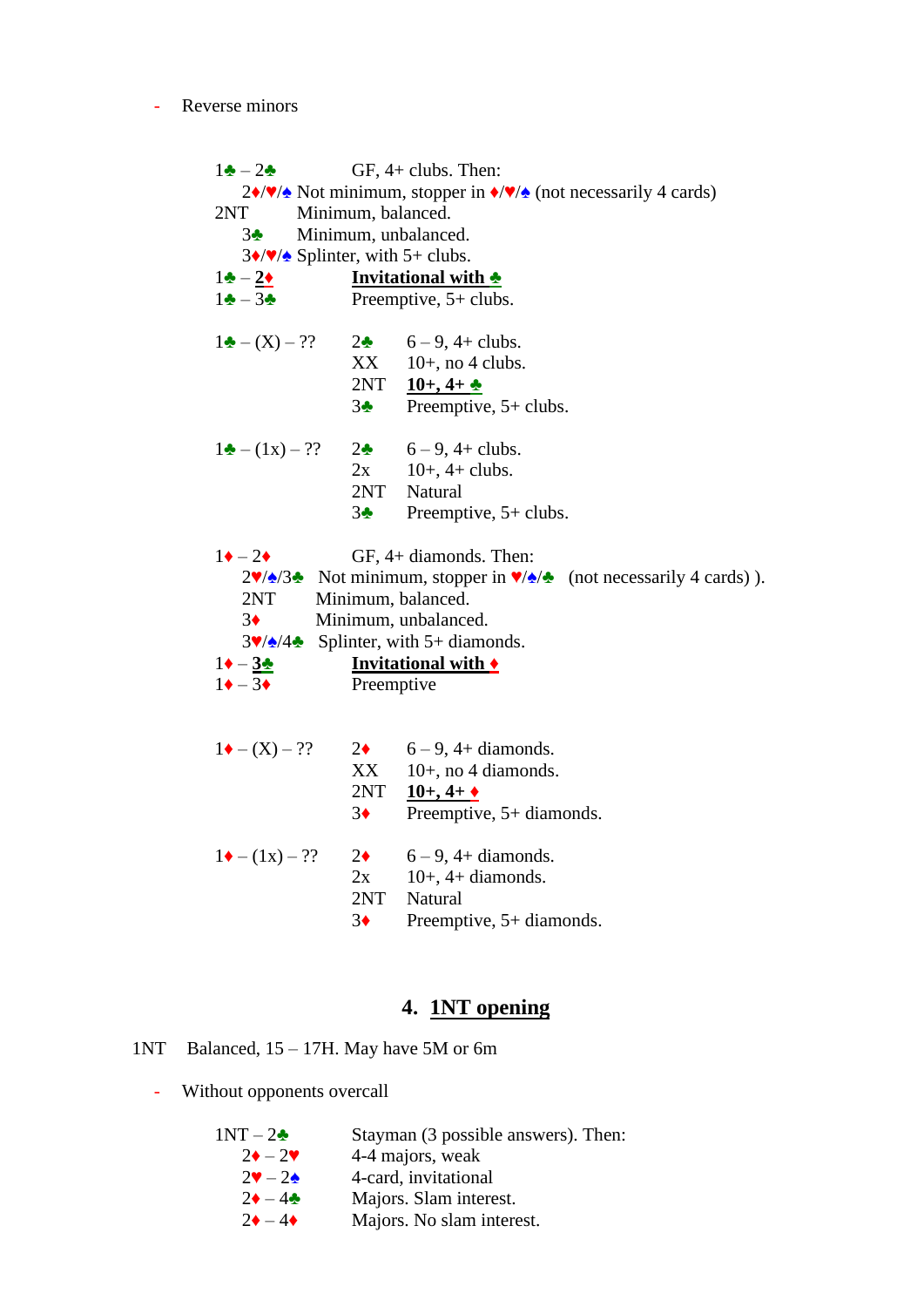- Reverse minors

| | |
|---|---|
| 1♣ – 2♣ | GF, 4+ clubs. Then: |
| 2♦/♥/♠ | Not minimum, stopper in ♦/♥/♠ (not necessarily 4 cards) |
| 2NT | Minimum, balanced. |
| 3♣ | Minimum, unbalanced. |
| 3♦/♥/♠ | Splinter, with 5+ clubs. |
| 1♣ – **2♦** | **Invitational with ♣** |
| 1♣ – 3♣ | Preemptive, 5+ clubs. |

| | | |
|---|---|---|
| 1♣ – (X) – ?? | 2♣ | 6 – 9, 4+ clubs. |
| | XX | 10+, no 4 clubs. |
| | 2NT | **10+, 4+ ♣** |
| | 3♣ | Preemptive, 5+ clubs. |

| | | |
|---|---|---|
| 1♣ – (1x) – ?? | 2♣ | 6 – 9, 4+ clubs. |
| | 2x | 10+, 4+ clubs. |
| | 2NT | Natural |
| | 3♣ | Preemptive, 5+ clubs. |

| | |
|---|---|
| 1♦ – 2♦ | GF, 4+ diamonds. Then: |
| 2♥/♠/3♣ | Not minimum, stopper in ♥/♠/♣ (not necessarily 4 cards) ). |
| 2NT | Minimum, balanced. |
| 3♦ | Minimum, unbalanced. |
| 3♥/♠/4♣ | Splinter, with 5+ diamonds. |
| 1♦ – **3♣** | **Invitational with ♦** |
| 1♦ – 3♦ | Preemptive |

| | | |
|---|---|---|
| 1♦ – (X) – ?? | 2♦ | 6 – 9, 4+ diamonds. |
| | XX | 10+, no 4 diamonds. |
| | 2NT | **10+, 4+ ♦** |
| | 3♦ | Preemptive, 5+ diamonds. |

| | | |
|---|---|---|
| 1♦ – (1x) – ?? | 2♦ | 6 – 9, 4+ diamonds. |
| | 2x | 10+, 4+ diamonds. |
| | 2NT | Natural |
| | 3♦ | Preemptive, 5+ diamonds. |

## 4. 1NT opening

1NT Balanced, 15 – 17H. May have 5M or 6m

- Without opponents overcall

| | |
|---|---|
| 1NT – 2♣ | Stayman (3 possible answers). Then: |
| 2♦ – 2♥ | 4-4 majors, weak |
| 2♥ – 2♠ | 4-card, invitational |
| 2♦ – 4♣ | Majors. Slam interest. |
| 2♦ – 4♦ | Majors. No slam interest. |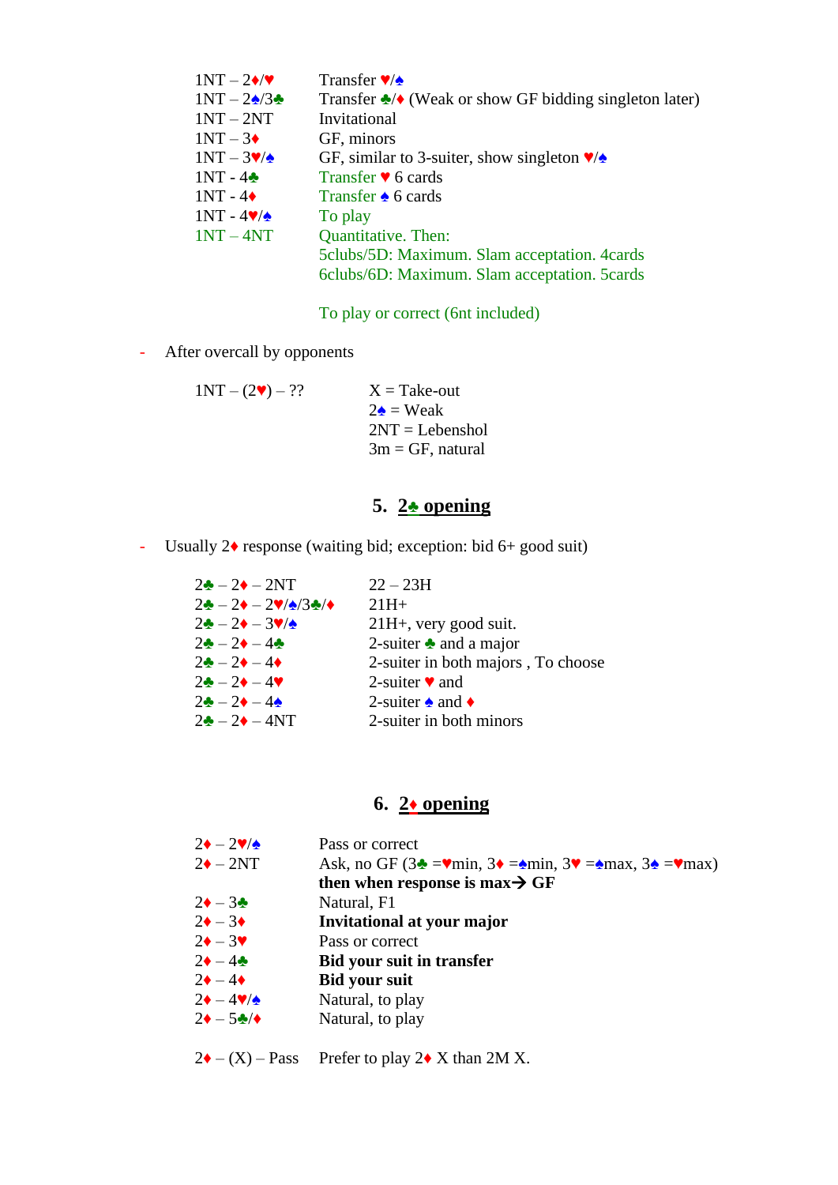| | |
|---|---|
| 1NT – 2♦/♥ | Transfer ♥/♠ |
| 1NT – 2♠/3♣ | Transfer ♣/♦ (Weak or show GF bidding singleton later) |
| 1NT – 2NT | Invitational |
| 1NT – 3♦ | GF, minors |
| 1NT – 3♥/♠ | GF, similar to 3-suiter, show singleton ♥/♠ |
| 1NT - 4♣ | Transfer ♥ 6 cards |
| 1NT - 4♦ | Transfer ♠ 6 cards |
| 1NT - 4♥/♠ | To play |
| 1NT – 4NT | Quantitative. Then: |
| | 5clubs/5D: Maximum. Slam acceptation. 4cards |
| | 6clubs/6D: Maximum. Slam acceptation. 5cards |
| | |
| | To play or correct (6nt included) |

- After overcall by opponents

| | |
|---|---|
| 1NT – (2♥) – ?? | X = Take-out |
| | 2♠ = Weak |
| | 2NT = Lebenshol |
| | 3m = GF, natural |

## 5. 2♣ opening

- Usually 2♦ response (waiting bid; exception: bid 6+ good suit)

| | |
|---|---|
| 2♣ – 2♦ – 2NT | 22 – 23H |
| 2♣ – 2♦ – 2♥/♠/3♣/♦ | 21H+ |
| 2♣ – 2♦ – 3♥/♠ | 21H+, very good suit. |
| 2♣ – 2♦ – 4♣ | 2-suiter ♣ and a major |
| 2♣ – 2♦ – 4♦ | 2-suiter in both majors , To choose |
| 2♣ – 2♦ – 4♥ | 2-suiter ♥ and |
| 2♣ – 2♦ – 4♠ | 2-suiter ♠ and ♦ |
| 2♣ – 2♦ – 4NT | 2-suiter in both minors |

## 6. 2♦ opening

| | |
|---|---|
| 2♦ – 2♥/♠ | Pass or correct |
| 2♦ – 2NT | Ask, no GF (3♣ =♥min, 3♦ =♠min, 3♥ =♠max, 3♠ =♥max) |
| | **then when response is max→ GF** |
| 2♦ – 3♣ | Natural, F1 |
| 2♦ – 3♦ | **Invitational at your major** |
| 2♦ – 3♥ | Pass or correct |
| 2♦ – 4♣ | **Bid your suit in transfer** |
| 2♦ – 4♦ | **Bid your suit** |
| 2♦ – 4♥/♠ | Natural, to play |
| 2♦ – 5♣/♦ | Natural, to play |
| | |
| 2♦ – (X) – Pass | Prefer to play 2♦ X than 2M X. |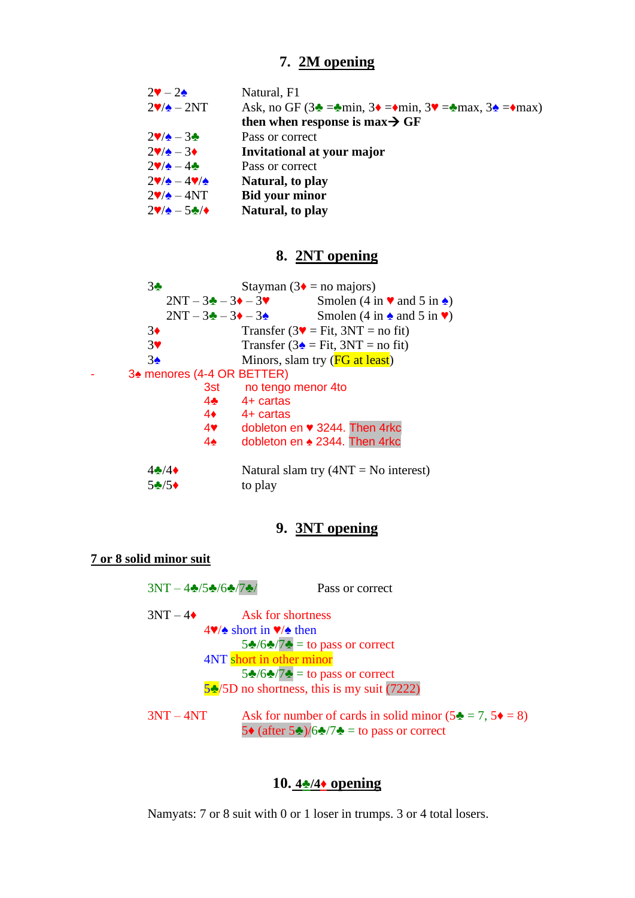## 7. 2M opening

| | |
|---|---|
| 2♥ – 2♠ | Natural, F1 |
| 2♥/♠ – 2NT | Ask, no GF (3♣ =♣min, 3♦ =♦min, 3♥ =♣max, 3♠ =♦max) **then when response is max→ GF** |
| 2♥/♠ – 3♣ | Pass or correct |
| 2♥/♠ – 3♦ | **Invitational at your major** |
| 2♥/♠ – 4♣ | Pass or correct |
| 2♥/♠ – 4♥/♠ | **Natural, to play** |
| 2♥/♠ – 4NT | **Bid your minor** |
| 2♥/♠ – 5♣/♦ | **Natural, to play** |

## 8. 2NT opening

3♣ — Stayman (3♦ = no majors)

- 2NT – 3♣ – 3♦ – 3♥ — Smolen (4 in ♥ and 5 in ♠)
- 2NT – 3♣ – 3♦ – 3♠ — Smolen (4 in ♠ and 5 in ♥)

3♦ — Transfer (3♥ = Fit, 3NT = no fit)

3♥ — Transfer (3♠ = Fit, 3NT = no fit)

3♠ — Minors, slam try (FG at least)

- 3♠ menores (4-4 OR BETTER)
  - 3st — no tengo menor 4to
  - 4♣ — 4+ cartas
  - 4♦ — 4+ cartas
  - 4♥ — dobleton en ♥ 3244. Then 4rkc
  - 4♠ — dobleton en ♠ 2344. Then 4rkc

4♣/4♦ — Natural slam try (4NT = No interest)

5♣/5♦ — to play

## 9. 3NT opening

**7 or 8 solid minor suit**

3NT – 4♣/5♣/6♣/7♣/ — Pass or correct

3NT – 4♦ — Ask for shortness

- 4♥/♠ short in ♥/♠ then
  - 5♣/6♣/7♣ = to pass or correct
- 4NT short in other minor
  - 5♣/6♣/7♣ = to pass or correct
- 5♣/5D no shortness, this is my suit (7222)

3NT – 4NT — Ask for number of cards in solid minor (5♣ = 7, 5♦ = 8)

- 5♦ (after 5♣)/6♣/7♣ = to pass or correct

## 10. 4♣/4♦ opening

Namyats: 7 or 8 suit with 0 or 1 loser in trumps. 3 or 4 total losers.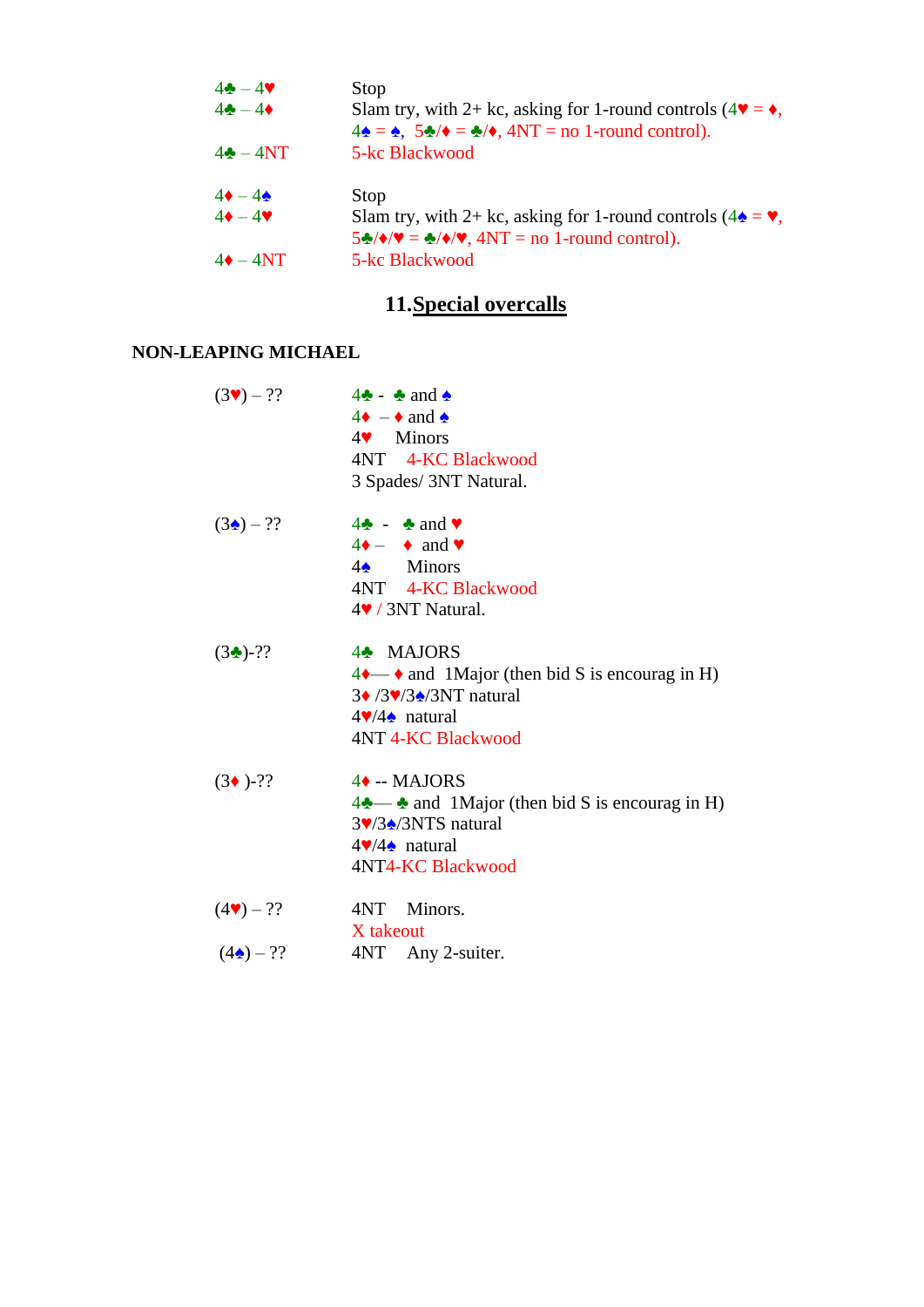| | |
|---|---|
| 4♣ – 4♥ | Stop |
| 4♣ – 4♦ | Slam try, with 2+ kc, asking for 1-round controls (4♥ = ♦, 4♠ = ♠, 5♣/♦ = ♣/♦, 4NT = no 1-round control). |
| 4♣ – 4NT | 5-kc Blackwood |
| | |
| 4♦ – 4♠ | Stop |
| 4♦ – 4♥ | Slam try, with 2+ kc, asking for 1-round controls (4♠ = ♥, 5♣/♦/♥ = ♣/♦/♥, 4NT = no 1-round control). |
| 4♦ – 4NT | 5-kc Blackwood |

## 11. Special overcalls

**NON-LEAPING MICHAEL**

| | |
|---|---|
| (3♥) – ?? | 4♣ - ♣ and ♠<br>4♦ – ♦ and ♠<br>4♥ Minors<br>4NT 4-KC Blackwood<br>3 Spades/ 3NT Natural. |
| | |
| (3♠) – ?? | 4♣ - ♣ and ♥<br>4♦ – ♦ and ♥<br>4♠ Minors<br>4NT 4-KC Blackwood<br>4♥ / 3NT Natural. |
| | |
| (3♣)-?? | 4♣ MAJORS<br>4♦— ♦ and 1Major (then bid S is encourag in H)<br>3♦ /3♥/3♠/3NT natural<br>4♥/4♠ natural<br>4NT 4-KC Blackwood |
| | |
| (3♦ )-?? | 4♦ -- MAJORS<br>4♣— ♣ and 1Major (then bid S is encourag in H)<br>3♥/3♠/3NTS natural<br>4♥/4♠ natural<br>4NT4-KC Blackwood |
| | |
| (4♥) – ?? | 4NT Minors.<br>X takeout |
| (4♠) – ?? | 4NT Any 2-suiter. |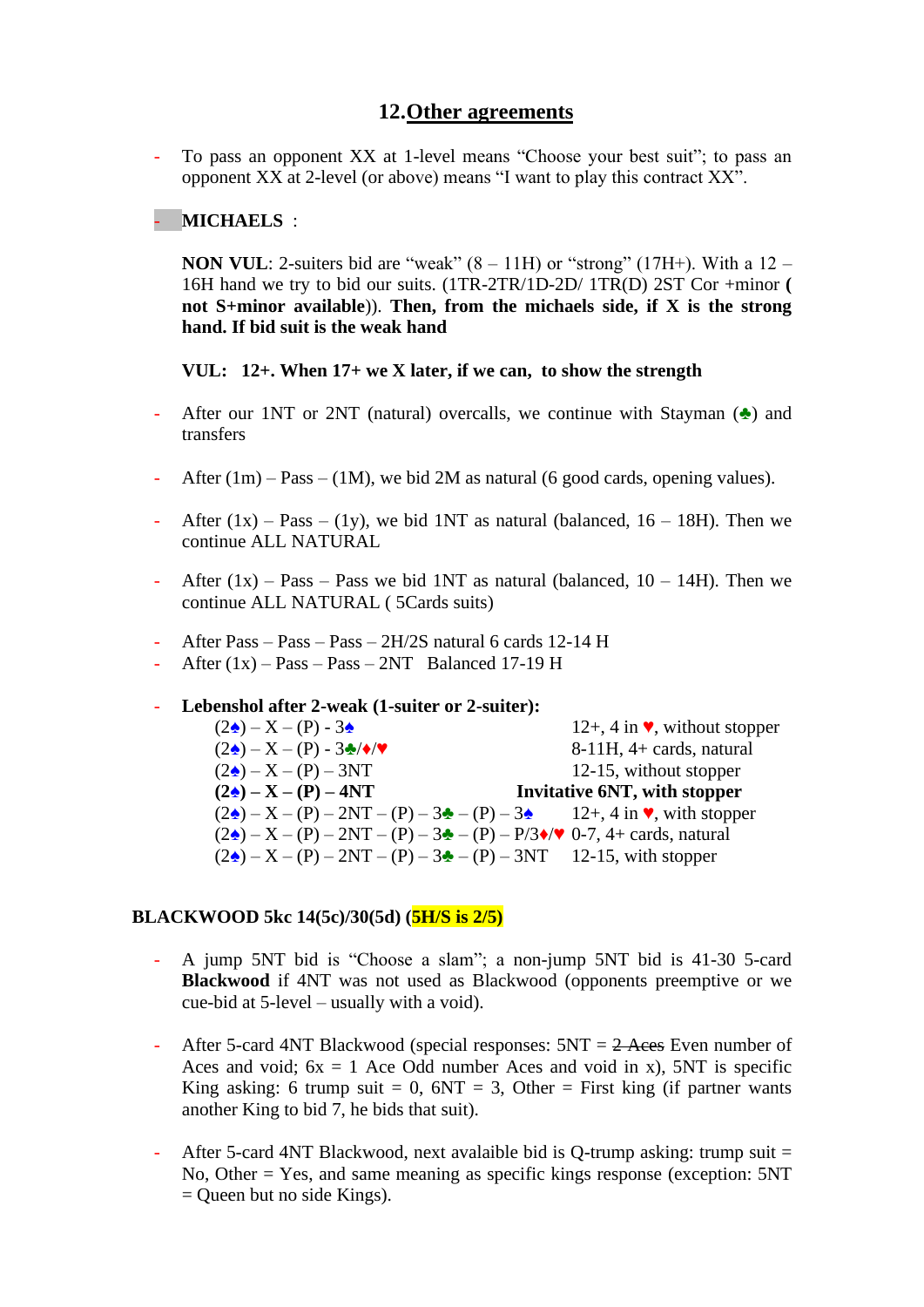## 12. Other agreements

- To pass an opponent XX at 1-level means "Choose your best suit"; to pass an opponent XX at 2-level (or above) means "I want to play this contract XX".

- **MICHAELS** :

  **NON VUL**: 2-suiters bid are "weak" (8 – 11H) or "strong" (17H+). With a 12 – 16H hand we try to bid our suits. (1TR-2TR/1D-2D/ 1TR(D) 2ST Cor +minor **(not S+minor available)**). **Then, from the michaels side, if X is the strong hand. If bid suit is the weak hand**

  **VUL: 12+. When 17+ we X later, if we can, to show the strength**

- After our 1NT or 2NT (natural) overcalls, we continue with Stayman (♣) and transfers

- After (1m) – Pass – (1M), we bid 2M as natural (6 good cards, opening values).

- After (1x) – Pass – (1y), we bid 1NT as natural (balanced, 16 – 18H). Then we continue ALL NATURAL

- After (1x) – Pass – Pass we bid 1NT as natural (balanced, 10 – 14H). Then we continue ALL NATURAL ( 5Cards suits)

- After Pass – Pass – Pass – 2H/2S natural 6 cards 12-14 H
- After (1x) – Pass – Pass – 2NT Balanced 17-19 H

- **Lebenshol after 2-weak (1-suiter or 2-suiter):**

| | |
|---|---|
| (2♠) – X – (P) - 3♠ | 12+, 4 in ♥, without stopper |
| (2♠) – X – (P) - 3♣/♦/♥ | 8-11H, 4+ cards, natural |
| (2♠) – X – (P) – 3NT | 12-15, without stopper |
| **(2♠) – X – (P) – 4NT** | **Invitative 6NT, with stopper** |
| (2♠) – X – (P) – 2NT – (P) – 3♣ – (P) – 3♠ | 12+, 4 in ♥, with stopper |
| (2♠) – X – (P) – 2NT – (P) – 3♣ – (P) – P/3♦/♥ | 0-7, 4+ cards, natural |
| (2♠) – X – (P) – 2NT – (P) – 3♣ – (P) – 3NT | 12-15, with stopper |

### BLACKWOOD 5kc 14(5c)/30(5d) (5H/S is 2/5)

- A jump 5NT bid is "Choose a slam"; a non-jump 5NT bid is 41-30 5-card **Blackwood** if 4NT was not used as Blackwood (opponents preemptive or we cue-bid at 5-level – usually with a void).

- After 5-card 4NT Blackwood (special responses: 5NT = ~~2 Aces~~ Even number of Aces and void; 6x = 1 Ace Odd number Aces and void in x), 5NT is specific King asking: 6 trump suit = 0, 6NT = 3, Other = First king (if partner wants another King to bid 7, he bids that suit).

- After 5-card 4NT Blackwood, next avalaible bid is Q-trump asking: trump suit = No, Other = Yes, and same meaning as specific kings response (exception: 5NT = Queen but no side Kings).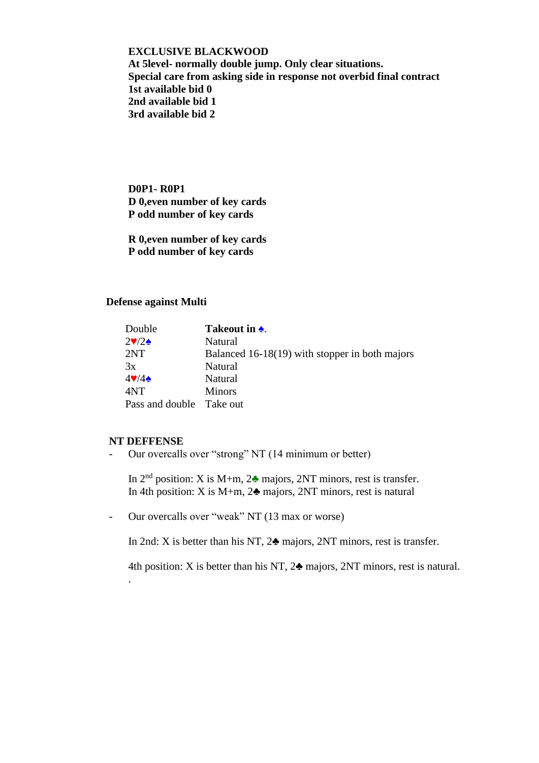**EXCLUSIVE BLACKWOOD**
**At 5level- normally double jump. Only clear situations.**
**Special care from asking side in response not overbid final contract**
**1st available bid 0**
**2nd available bid 1**
**3rd available bid 2**

**D0P1- R0P1**
**D 0,even number of key cards**
**P odd number of key cards**

**R 0,even number of key cards**
**P odd number of key cards**

**Defense against Multi**

| | |
|---|---|
| Double | **Takeout in ♠.** |
| 2♥/2♠ | Natural |
| 2NT | Balanced 16-18(19) with stopper in both majors |
| 3x | Natural |
| 4♥/4♠ | Natural |
| 4NT | Minors |
| Pass and double | Take out |

**NT DEFFENSE**

- Our overcalls over "strong" NT (14 minimum or better)

  In 2nd position: X is M+m, 2♣ majors, 2NT minors, rest is transfer.
  In 4th position: X is M+m, 2♣ majors, 2NT minors, rest is natural

- Our overcalls over "weak" NT (13 max or worse)

  In 2nd: X is better than his NT, 2♣ majors, 2NT minors, rest is transfer.

  4th position: X is better than his NT, 2♣ majors, 2NT minors, rest is natural.
  .